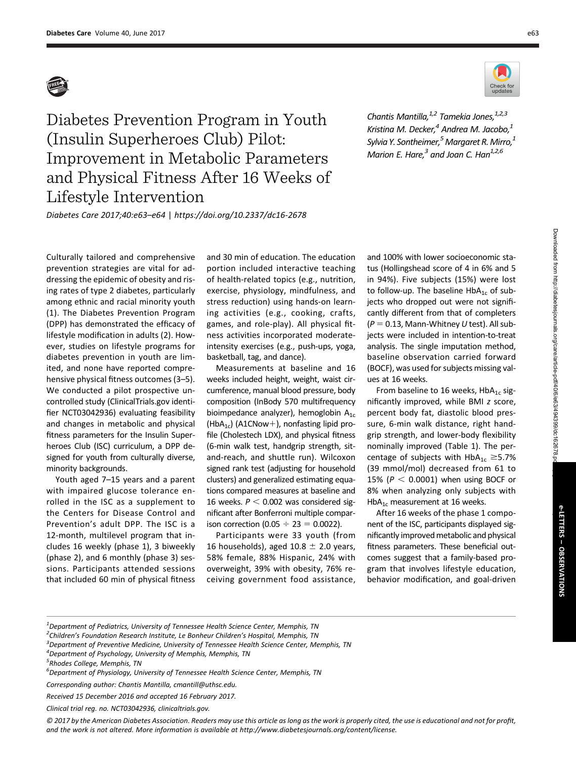# Diabetes Prevention Program in Youth (Insulin Superheroes Club) Pilot: Improvement in Metabolic Parameters and Physical Fitness After 16 Weeks of Lifestyle Intervention

*Diabetes Care 2017;40:e63–e64 | https://doi.org/10.2337/dc16-2678*

*Chantis Mantilla,[1,2] Tamekia Jones,[1,2,3] Kristina M. Decker,[4] Andrea M. Jacobo,[1] Sylvia Y. Sontheimer,[5] Margaret R. Mirro,[1] Marion E. Hare,[3] and Joan C. Han[1,2,6]*

Culturally tailored and comprehensive prevention strategies are vital for addressing the epidemic of obesity and rising rates of type 2 diabetes, particularly among ethnic and racial minority youth (1). The Diabetes Prevention Program (DPP) has demonstrated the efficacy of lifestyle modification in adults (2). However, studies on lifestyle programs for diabetes prevention in youth are limited, and none have reported comprehensive physical fitness outcomes (3–5). We conducted a pilot prospective uncontrolled study (ClinicalTrials.gov identifier NCT03042936) evaluating feasibility and changes in metabolic and physical fitness parameters for the Insulin Superheroes Club (ISC) curriculum, a DPP designed for youth from culturally diverse, minority backgrounds.

Youth aged 7–15 years and a parent with impaired glucose tolerance enrolled in the ISC as a supplement to the Centers for Disease Control and Prevention's adult DPP. The ISC is a 12-month, multilevel program that includes 16 weekly (phase 1), 3 biweekly (phase 2), and 6 monthly (phase 3) sessions. Participants attended sessions that included 60 min of physical fitness and 30 min of education. The education portion included interactive teaching of health-related topics (e.g., nutrition, exercise, physiology, mindfulness, and stress reduction) using hands-on learning activities (e.g., cooking, crafts, games, and role-play). All physical fitness activities incorporated moderate-intensity exercises (e.g., push-ups, yoga, basketball, tag, and dance).

Measurements at baseline and 16 weeks included height, weight, waist circumference, manual blood pressure, body composition (InBody 570 multifrequency bioimpedance analyzer), hemoglobin $A_{1c}$ ($HbA_{1c}$) (A1CNow+), nonfasting lipid profile (Cholestech LDX), and physical fitness (6-min walk test, handgrip strength, sit-and-reach, and shuttle run). Wilcoxon signed rank test (adjusting for household clusters) and generalized estimating equations compared measures at baseline and 16 weeks. $P < 0.002$ was considered significant after Bonferroni multiple comparison correction ($0.05 \div 23 = 0.0022$).

Participants were 33 youth (from 16 households), aged 10.8 ± 2.0 years, 58% female, 88% Hispanic, 24% with overweight, 39% with obesity, 76% receiving government food assistance, and 100% with lower socioeconomic status (Hollingshead score of 4 in 6% and 5 in 94%). Five subjects (15%) were lost to follow-up. The baseline $HbA_{1c}$ of subjects who dropped out were not significantly different from that of completers ($P = 0.13$, Mann-Whitney $U$ test). All subjects were included in intention-to-treat analysis. The single imputation method, baseline observation carried forward (BOCF), was used for subjects missing values at 16 weeks.

From baseline to 16 weeks, $HbA_{1c}$ significantly improved, while BMI $z$ score, percent body fat, diastolic blood pressure, 6-min walk distance, right handgrip strength, and lower-body flexibility nominally improved (Table 1). The percentage of subjects with $HbA_{1c} \geq 5.7\%$ (39 mmol/mol) decreased from 61 to 15% ($P < 0.0001$) when using BOCF or 8% when analyzing only subjects with $HbA_{1c}$ measurement at 16 weeks.

After 16 weeks of the phase 1 component of the ISC, participants displayed significantly improved metabolic and physical fitness parameters. These beneficial outcomes suggest that a family-based program that involves lifestyle education, behavior modification, and goal-driven

---

[1]Department of Pediatrics, University of Tennessee Health Science Center, Memphis, TN

[2]Children's Foundation Research Institute, Le Bonheur Children's Hospital, Memphis, TN

[3]Department of Preventive Medicine, University of Tennessee Health Science Center, Memphis, TN

[4]Department of Psychology, University of Memphis, Memphis, TN

[5]Rhodes College, Memphis, TN

[6]Department of Physiology, University of Tennessee Health Science Center, Memphis, TN

Corresponding author: Chantis Mantilla, cmantill@uthsc.edu.

Received 15 December 2016 and accepted 16 February 2017.

Clinical trial reg. no. NCT03042936, clinicaltrials.gov.

© 2017 by the American Diabetes Association. Readers may use this article as long as the work is properly cited, the use is educational and not for profit, and the work is not altered. More information is available at http://www.diabetesjournals.org/content/license.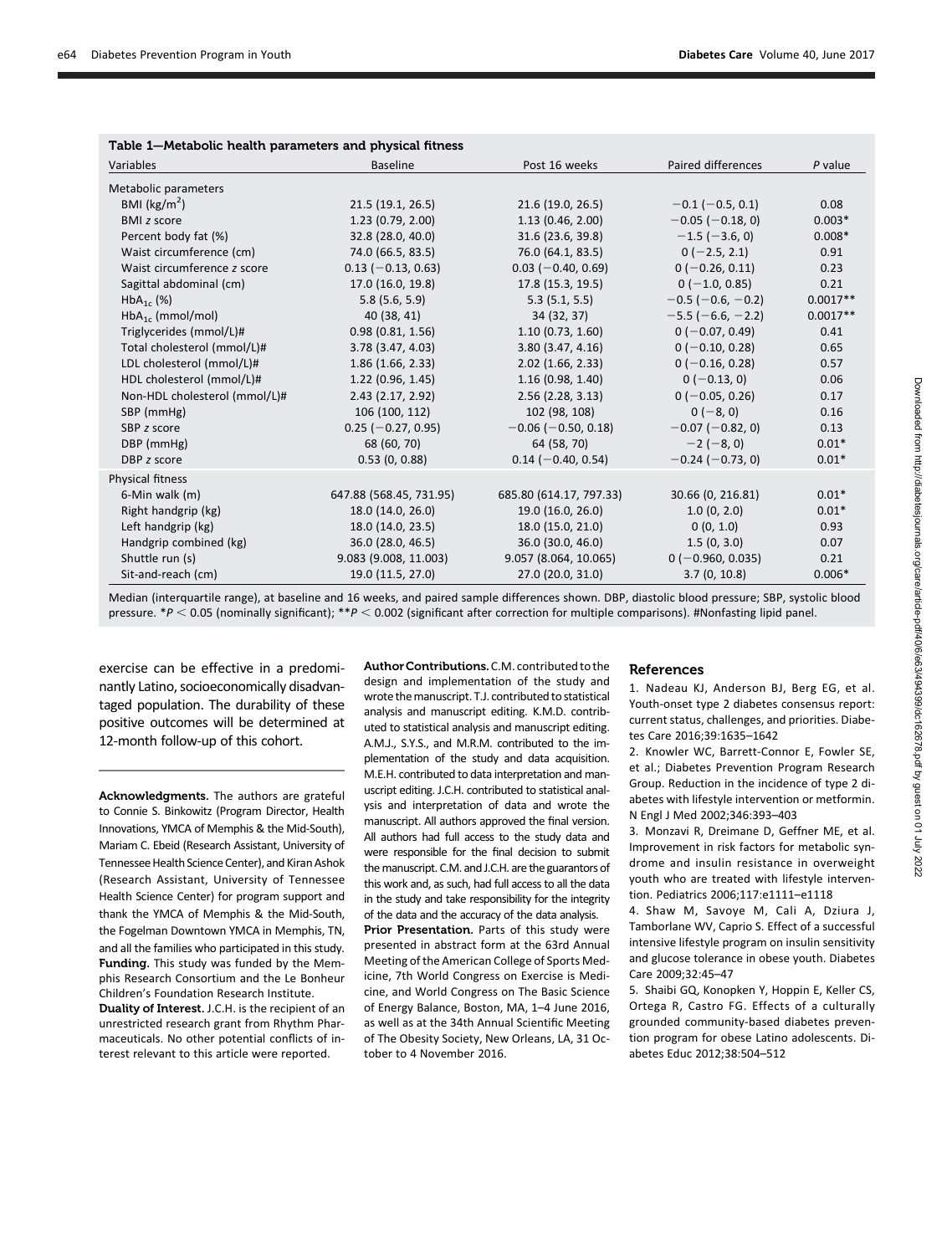**Table 1—Metabolic health parameters and physical fitness**

| Variables | Baseline | Post 16 weeks | Paired differences | *P* value |
|---|---|---|---|---|
| Metabolic parameters | | | | |
| BMI (kg/m$^2$) | 21.5 (19.1, 26.5) | 21.6 (19.0, 26.5) | −0.1 (−0.5, 0.1) | 0.08 |
| BMI *z* score | 1.23 (0.79, 2.00) | 1.13 (0.46, 2.00) | −0.05 (−0.18, 0) | 0.003* |
| Percent body fat (%) | 32.8 (28.0, 40.0) | 31.6 (23.6, 39.8) | −1.5 (−3.6, 0) | 0.008* |
| Waist circumference (cm) | 74.0 (66.5, 83.5) | 76.0 (64.1, 83.5) | 0 (−2.5, 2.1) | 0.91 |
| Waist circumference *z* score | 0.13 (−0.13, 0.63) | 0.03 (−0.40, 0.69) | 0 (−0.26, 0.11) | 0.23 |
| Sagittal abdominal (cm) | 17.0 (16.0, 19.8) | 17.8 (15.3, 19.5) | 0 (−1.0, 0.85) | 0.21 |
| $HbA_{1c}$ (%) | 5.8 (5.6, 5.9) | 5.3 (5.1, 5.5) | −0.5 (−0.6, −0.2) | 0.0017** |
| $HbA_{1c}$ (mmol/mol) | 40 (38, 41) | 34 (32, 37) | −5.5 (−6.6, −2.2) | 0.0017** |
| Triglycerides (mmol/L)# | 0.98 (0.81, 1.56) | 1.10 (0.73, 1.60) | 0 (−0.07, 0.49) | 0.41 |
| Total cholesterol (mmol/L)# | 3.78 (3.47, 4.03) | 3.80 (3.47, 4.16) | 0 (−0.10, 0.28) | 0.65 |
| LDL cholesterol (mmol/L)# | 1.86 (1.66, 2.33) | 2.02 (1.66, 2.33) | 0 (−0.16, 0.28) | 0.57 |
| HDL cholesterol (mmol/L)# | 1.22 (0.96, 1.45) | 1.16 (0.98, 1.40) | 0 (−0.13, 0) | 0.06 |
| Non-HDL cholesterol (mmol/L)# | 2.43 (2.17, 2.92) | 2.56 (2.28, 3.13) | 0 (−0.05, 0.26) | 0.17 |
| SBP (mmHg) | 106 (100, 112) | 102 (98, 108) | 0 (−8, 0) | 0.16 |
| SBP *z* score | 0.25 (−0.27, 0.95) | −0.06 (−0.50, 0.18) | −0.07 (−0.82, 0) | 0.13 |
| DBP (mmHg) | 68 (60, 70) | 64 (58, 70) | −2 (−8, 0) | 0.01* |
| DBP *z* score | 0.53 (0, 0.88) | 0.14 (−0.40, 0.54) | −0.24 (−0.73, 0) | 0.01* |
| Physical fitness | | | | |
| 6-Min walk (m) | 647.88 (568.45, 731.95) | 685.80 (614.17, 797.33) | 30.66 (0, 216.81) | 0.01* |
| Right handgrip (kg) | 18.0 (14.0, 26.0) | 19.0 (16.0, 26.0) | 1.0 (0, 2.0) | 0.01* |
| Left handgrip (kg) | 18.0 (14.0, 23.5) | 18.0 (15.0, 21.0) | 0 (0, 1.0) | 0.93 |
| Handgrip combined (kg) | 36.0 (28.0, 46.5) | 36.0 (30.0, 46.0) | 1.5 (0, 3.0) | 0.07 |
| Shuttle run (s) | 9.083 (9.008, 11.003) | 9.057 (8.064, 10.065) | 0 (−0.960, 0.035) | 0.21 |
| Sit-and-reach (cm) | 19.0 (11.5, 27.0) | 27.0 (20.0, 31.0) | 3.7 (0, 10.8) | 0.006* |

Median (interquartile range), at baseline and 16 weeks, and paired sample differences shown. DBP, diastolic blood pressure; SBP, systolic blood pressure. *$P < 0.05$ (nominally significant); **$P < 0.002$ (significant after correction for multiple comparisons). #Nonfasting lipid panel.

exercise can be effective in a predominantly Latino, socioeconomically disadvantaged population. The durability of these positive outcomes will be determined at 12-month follow-up of this cohort.

**Acknowledgments.** The authors are grateful to Connie S. Binkowitz (Program Director, Health Innovations, YMCA of Memphis & the Mid-South), Mariam C. Ebeid (Research Assistant, University of Tennessee Health Science Center), and Kiran Ashok (Research Assistant, University of Tennessee Health Science Center) for program support and thank the YMCA of Memphis & the Mid-South, the Fogelman Downtown YMCA in Memphis, TN, and all the families who participated in this study.

**Funding.** This study was funded by the Memphis Research Consortium and the Le Bonheur Children's Foundation Research Institute.

**Duality of Interest.** J.C.H. is the recipient of an unrestricted research grant from Rhythm Pharmaceuticals. No other potential conflicts of interest relevant to this article were reported.

**Author Contributions.** C.M. contributed to the design and implementation of the study and wrote the manuscript. T.J. contributed to statistical analysis and manuscript editing. K.M.D. contributed to statistical analysis and manuscript editing. A.M.J., S.Y.S., and M.R.M. contributed to the implementation of the study and data acquisition. M.E.H. contributed to data interpretation and manuscript editing. J.C.H. contributed to statistical analysis and interpretation of data and wrote the manuscript. All authors approved the final version. All authors had full access to the study data and were responsible for the final decision to submit the manuscript. C.M. and J.C.H. are the guarantors of this work and, as such, had full access to all the data in the study and take responsibility for the integrity of the data and the accuracy of the data analysis.

**Prior Presentation.** Parts of this study were presented in abstract form at the 63rd Annual Meeting of the American College of Sports Medicine, 7th World Congress on Exercise is Medicine, and World Congress on The Basic Science of Energy Balance, Boston, MA, 1–4 June 2016, as well as at the 34th Annual Scientific Meeting of The Obesity Society, New Orleans, LA, 31 October to 4 November 2016.

## References

1. Nadeau KJ, Anderson BJ, Berg EG, et al. Youth-onset type 2 diabetes consensus report: current status, challenges, and priorities. Diabetes Care 2016;39:1635–1642
2. Knowler WC, Barrett-Connor E, Fowler SE, et al.; Diabetes Prevention Program Research Group. Reduction in the incidence of type 2 diabetes with lifestyle intervention or metformin. N Engl J Med 2002;346:393–403
3. Monzavi R, Dreimane D, Geffner ME, et al. Improvement in risk factors for metabolic syndrome and insulin resistance in overweight youth who are treated with lifestyle intervention. Pediatrics 2006;117:e1111–e1118
4. Shaw M, Savoye M, Cali A, Dziura J, Tamborlane WV, Caprio S. Effect of a successful intensive lifestyle program on insulin sensitivity and glucose tolerance in obese youth. Diabetes Care 2009;32:45–47
5. Shaibi GQ, Konopken Y, Hoppin E, Keller CS, Ortega R, Castro FG. Effects of a culturally grounded community-based diabetes prevention program for obese Latino adolescents. Diabetes Educ 2012;38:504–512